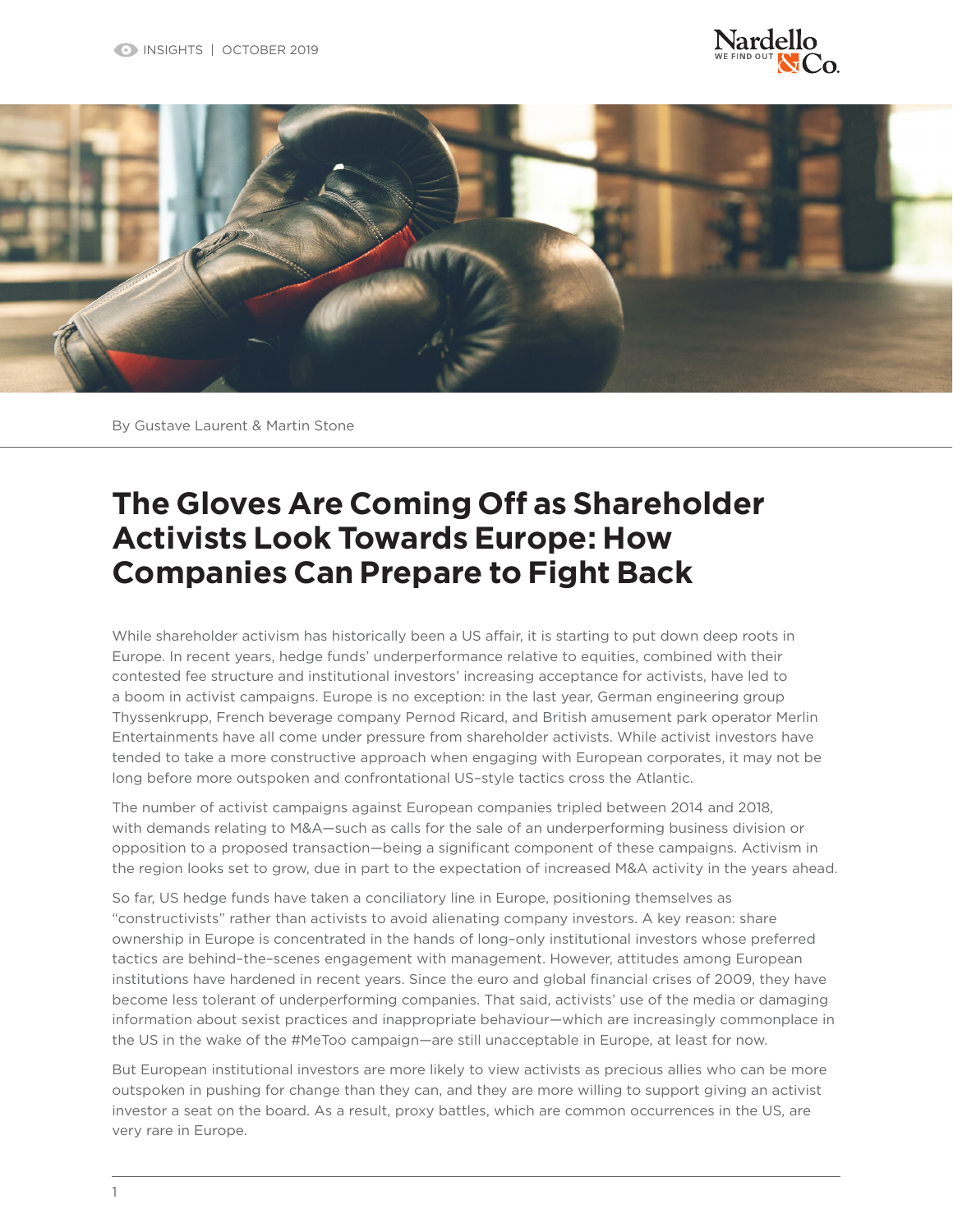INSIGHTS | OCTOBER 2019

By Gustave Laurent & Martin Stone

# The Gloves Are Coming Off as Shareholder Activists Look Towards Europe: How Companies Can Prepare to Fight Back

While shareholder activism has historically been a US affair, it is starting to put down deep roots in Europe. In recent years, hedge funds' underperformance relative to equities, combined with their contested fee structure and institutional investors' increasing acceptance for activists, have led to a boom in activist campaigns. Europe is no exception: in the last year, German engineering group Thyssenkrupp, French beverage company Pernod Ricard, and British amusement park operator Merlin Entertainments have all come under pressure from shareholder activists. While activist investors have tended to take a more constructive approach when engaging with European corporates, it may not be long before more outspoken and confrontational US-style tactics cross the Atlantic.

The number of activist campaigns against European companies tripled between 2014 and 2018, with demands relating to M&A—such as calls for the sale of an underperforming business division or opposition to a proposed transaction—being a significant component of these campaigns. Activism in the region looks set to grow, due in part to the expectation of increased M&A activity in the years ahead.

So far, US hedge funds have taken a conciliatory line in Europe, positioning themselves as "constructivists" rather than activists to avoid alienating company investors. A key reason: share ownership in Europe is concentrated in the hands of long-only institutional investors whose preferred tactics are behind-the-scenes engagement with management. However, attitudes among European institutions have hardened in recent years. Since the euro and global financial crises of 2009, they have become less tolerant of underperforming companies. That said, activists' use of the media or damaging information about sexist practices and inappropriate behaviour—which are increasingly commonplace in the US in the wake of the #MeToo campaign—are still unacceptable in Europe, at least for now.

But European institutional investors are more likely to view activists as precious allies who can be more outspoken in pushing for change than they can, and they are more willing to support giving an activist investor a seat on the board. As a result, proxy battles, which are common occurrences in the US, are very rare in Europe.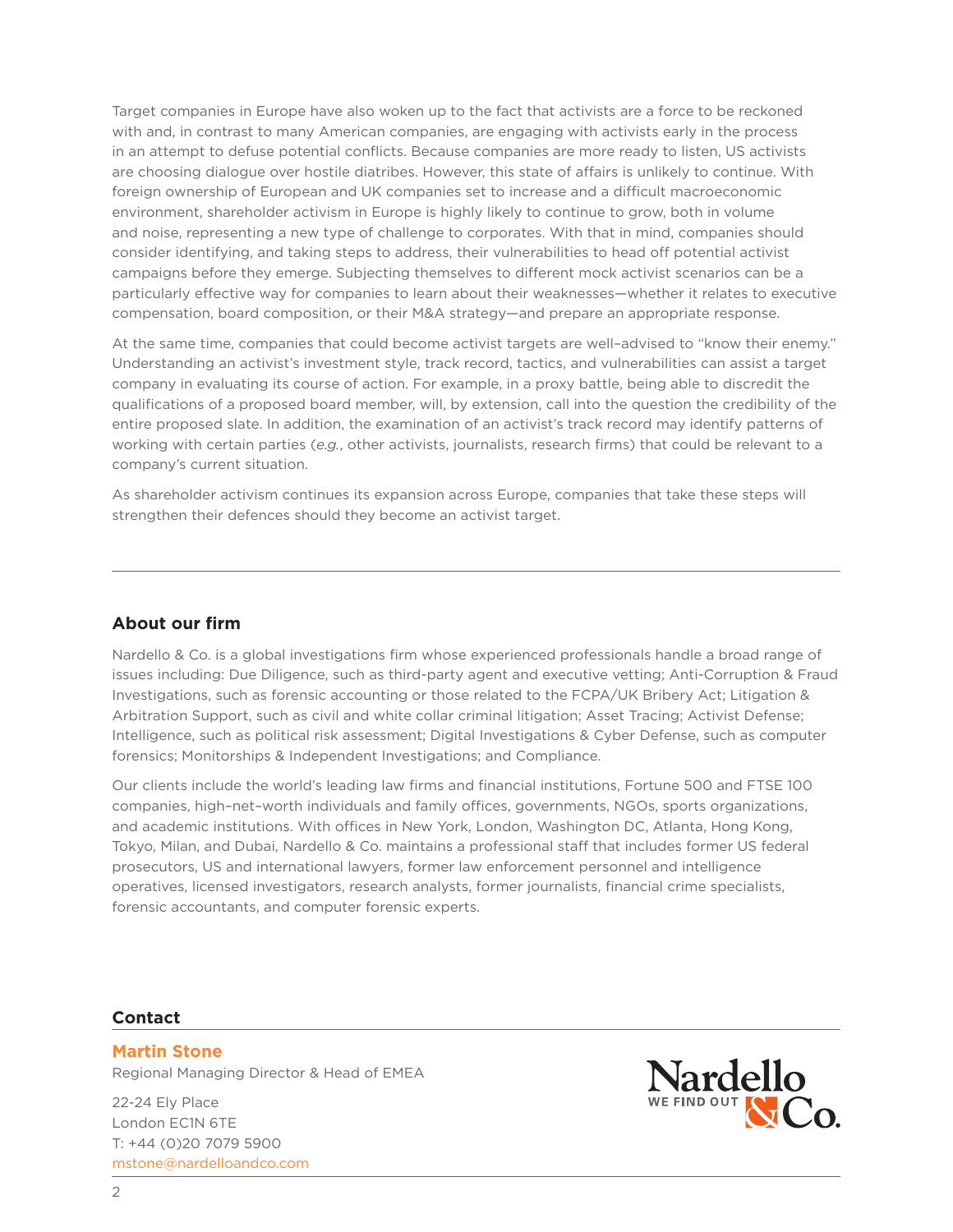Target companies in Europe have also woken up to the fact that activists are a force to be reckoned with and, in contrast to many American companies, are engaging with activists early in the process in an attempt to defuse potential conflicts. Because companies are more ready to listen, US activists are choosing dialogue over hostile diatribes. However, this state of affairs is unlikely to continue. With foreign ownership of European and UK companies set to increase and a difficult macroeconomic environment, shareholder activism in Europe is highly likely to continue to grow, both in volume and noise, representing a new type of challenge to corporates. With that in mind, companies should consider identifying, and taking steps to address, their vulnerabilities to head off potential activist campaigns before they emerge. Subjecting themselves to different mock activist scenarios can be a particularly effective way for companies to learn about their weaknesses—whether it relates to executive compensation, board composition, or their M&A strategy—and prepare an appropriate response.

At the same time, companies that could become activist targets are well–advised to "know their enemy." Understanding an activist's investment style, track record, tactics, and vulnerabilities can assist a target company in evaluating its course of action. For example, in a proxy battle, being able to discredit the qualifications of a proposed board member, will, by extension, call into the question the credibility of the entire proposed slate. In addition, the examination of an activist's track record may identify patterns of working with certain parties (*e.g.*, other activists, journalists, research firms) that could be relevant to a company's current situation.

As shareholder activism continues its expansion across Europe, companies that take these steps will strengthen their defences should they become an activist target.

---

## About our firm

Nardello & Co. is a global investigations firm whose experienced professionals handle a broad range of issues including: Due Diligence, such as third-party agent and executive vetting; Anti-Corruption & Fraud Investigations, such as forensic accounting or those related to the FCPA/UK Bribery Act; Litigation & Arbitration Support, such as civil and white collar criminal litigation; Asset Tracing; Activist Defense; Intelligence, such as political risk assessment; Digital Investigations & Cyber Defense, such as computer forensics; Monitorships & Independent Investigations; and Compliance.

Our clients include the world's leading law firms and financial institutions, Fortune 500 and FTSE 100 companies, high–net–worth individuals and family offices, governments, NGOs, sports organizations, and academic institutions. With offices in New York, London, Washington DC, Atlanta, Hong Kong, Tokyo, Milan, and Dubai, Nardello & Co. maintains a professional staff that includes former US federal prosecutors, US and international lawyers, former law enforcement personnel and intelligence operatives, licensed investigators, research analysts, former journalists, financial crime specialists, forensic accountants, and computer forensic experts.

## Contact

**Martin Stone**
Regional Managing Director & Head of EMEA

22-24 Ely Place
London EC1N 6TE
T: +44 (0)20 7079 5900
mstone@nardelloandco.com

Nardello & Co.
WE FIND OUT